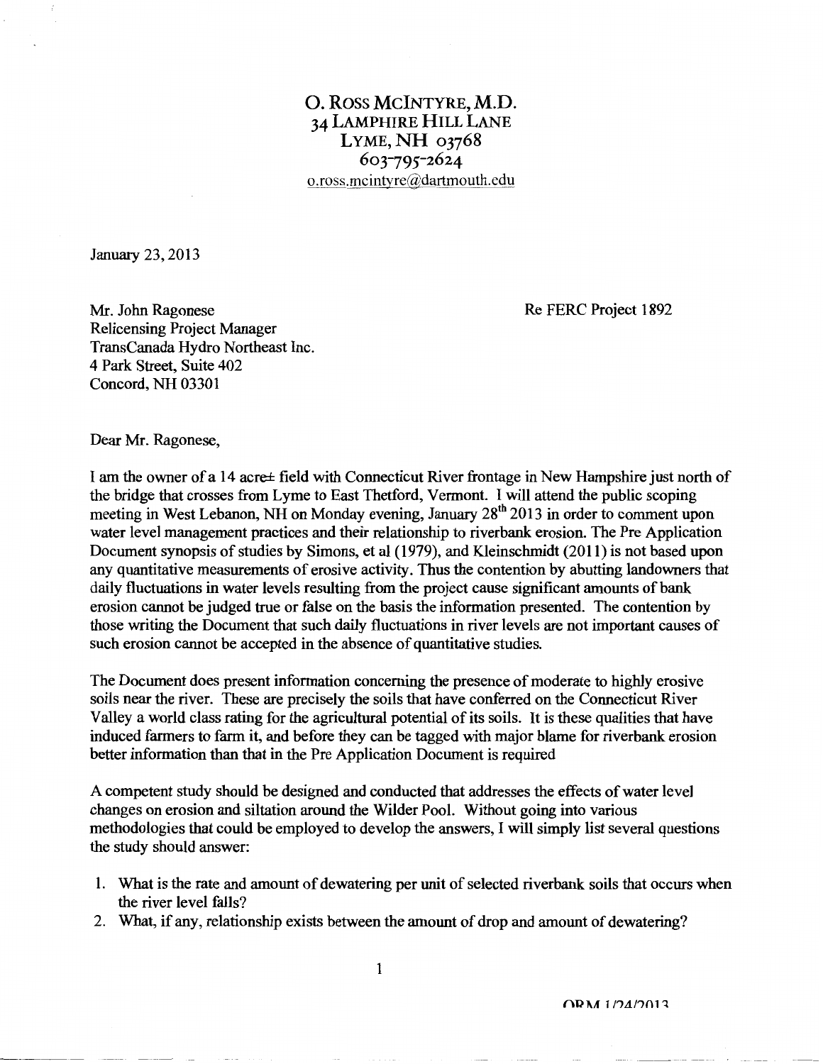O. Ross McIntyre, M.D.
34 Lamphire Hill Lane
Lyme, NH 03768
603-795-2624
o.ross.mcintyre@dartmouth.edu

January 23, 2013

Mr. John Ragonese
Relicensing Project Manager
TransCanada Hydro Northeast Inc.
4 Park Street, Suite 402
Concord, NH 03301

Re FERC Project 1892

Dear Mr. Ragonese,

I am the owner of a 14 acre± field with Connecticut River frontage in New Hampshire just north of the bridge that crosses from Lyme to East Thetford, Vermont. I will attend the public scoping meeting in West Lebanon, NH on Monday evening, January 28th 2013 in order to comment upon water level management practices and their relationship to riverbank erosion. The Pre Application Document synopsis of studies by Simons, et al (1979), and Kleinschmidt (2011) is not based upon any quantitative measurements of erosive activity. Thus the contention by abutting landowners that daily fluctuations in water levels resulting from the project cause significant amounts of bank erosion cannot be judged true or false on the basis the information presented. The contention by those writing the Document that such daily fluctuations in river levels are not important causes of such erosion cannot be accepted in the absence of quantitative studies.

The Document does present information concerning the presence of moderate to highly erosive soils near the river. These are precisely the soils that have conferred on the Connecticut River Valley a world class rating for the agricultural potential of its soils. It is these qualities that have induced farmers to farm it, and before they can be tagged with major blame for riverbank erosion better information than that in the Pre Application Document is required

A competent study should be designed and conducted that addresses the effects of water level changes on erosion and siltation around the Wilder Pool. Without going into various methodologies that could be employed to develop the answers, I will simply list several questions the study should answer:

1. What is the rate and amount of dewatering per unit of selected riverbank soils that occurs when the river level falls?
2. What, if any, relationship exists between the amount of drop and amount of dewatering?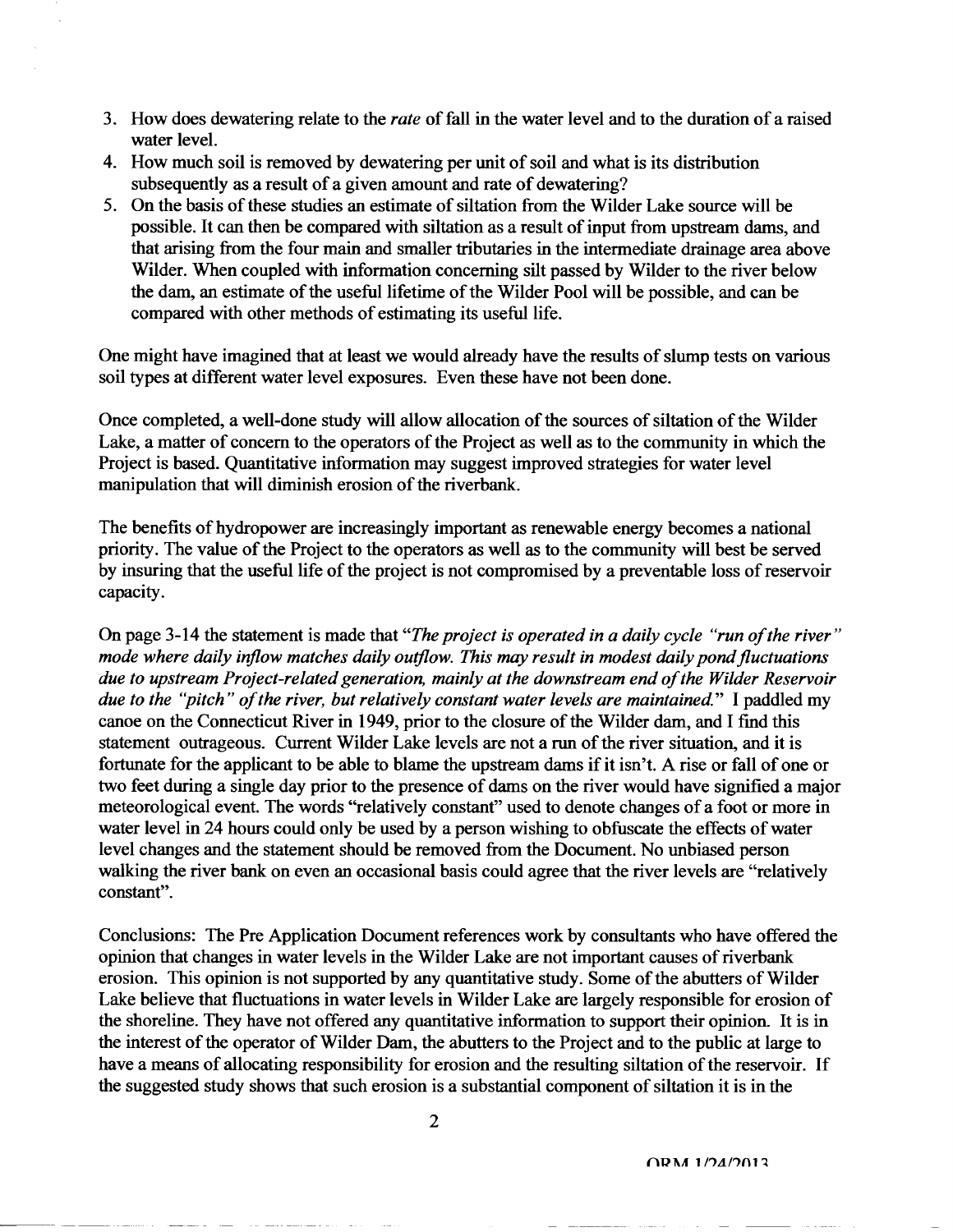3. How does dewatering relate to the *rate* of fall in the water level and to the duration of a raised water level.
4. How much soil is removed by dewatering per unit of soil and what is its distribution subsequently as a result of a given amount and rate of dewatering?
5. On the basis of these studies an estimate of siltation from the Wilder Lake source will be possible. It can then be compared with siltation as a result of input from upstream dams, and that arising from the four main and smaller tributaries in the intermediate drainage area above Wilder. When coupled with information concerning silt passed by Wilder to the river below the dam, an estimate of the useful lifetime of the Wilder Pool will be possible, and can be compared with other methods of estimating its useful life.

One might have imagined that at least we would already have the results of slump tests on various soil types at different water level exposures. Even these have not been done.

Once completed, a well-done study will allow allocation of the sources of siltation of the Wilder Lake, a matter of concern to the operators of the Project as well as to the community in which the Project is based. Quantitative information may suggest improved strategies for water level manipulation that will diminish erosion of the riverbank.

The benefits of hydropower are increasingly important as renewable energy becomes a national priority. The value of the Project to the operators as well as to the community will best be served by insuring that the useful life of the project is not compromised by a preventable loss of reservoir capacity.

On page 3-14 the statement is made that "*The project is operated in a daily cycle "run of the river" mode where daily inflow matches daily outflow. This may result in modest daily pond fluctuations due to upstream Project-related generation, mainly at the downstream end of the Wilder Reservoir due to the "pitch" of the river, but relatively constant water levels are maintained.*" I paddled my canoe on the Connecticut River in 1949, prior to the closure of the Wilder dam, and I find this statement outrageous. Current Wilder Lake levels are not a run of the river situation, and it is fortunate for the applicant to be able to blame the upstream dams if it isn't. A rise or fall of one or two feet during a single day prior to the presence of dams on the river would have signified a major meteorological event. The words "relatively constant" used to denote changes of a foot or more in water level in 24 hours could only be used by a person wishing to obfuscate the effects of water level changes and the statement should be removed from the Document. No unbiased person walking the river bank on even an occasional basis could agree that the river levels are "relatively constant".

Conclusions: The Pre Application Document references work by consultants who have offered the opinion that changes in water levels in the Wilder Lake are not important causes of riverbank erosion. This opinion is not supported by any quantitative study. Some of the abutters of Wilder Lake believe that fluctuations in water levels in Wilder Lake are largely responsible for erosion of the shoreline. They have not offered any quantitative information to support their opinion. It is in the interest of the operator of Wilder Dam, the abutters to the Project and to the public at large to have a means of allocating responsibility for erosion and the resulting siltation of the reservoir. If the suggested study shows that such erosion is a substantial component of siltation it is in the

ORM 1/24/2013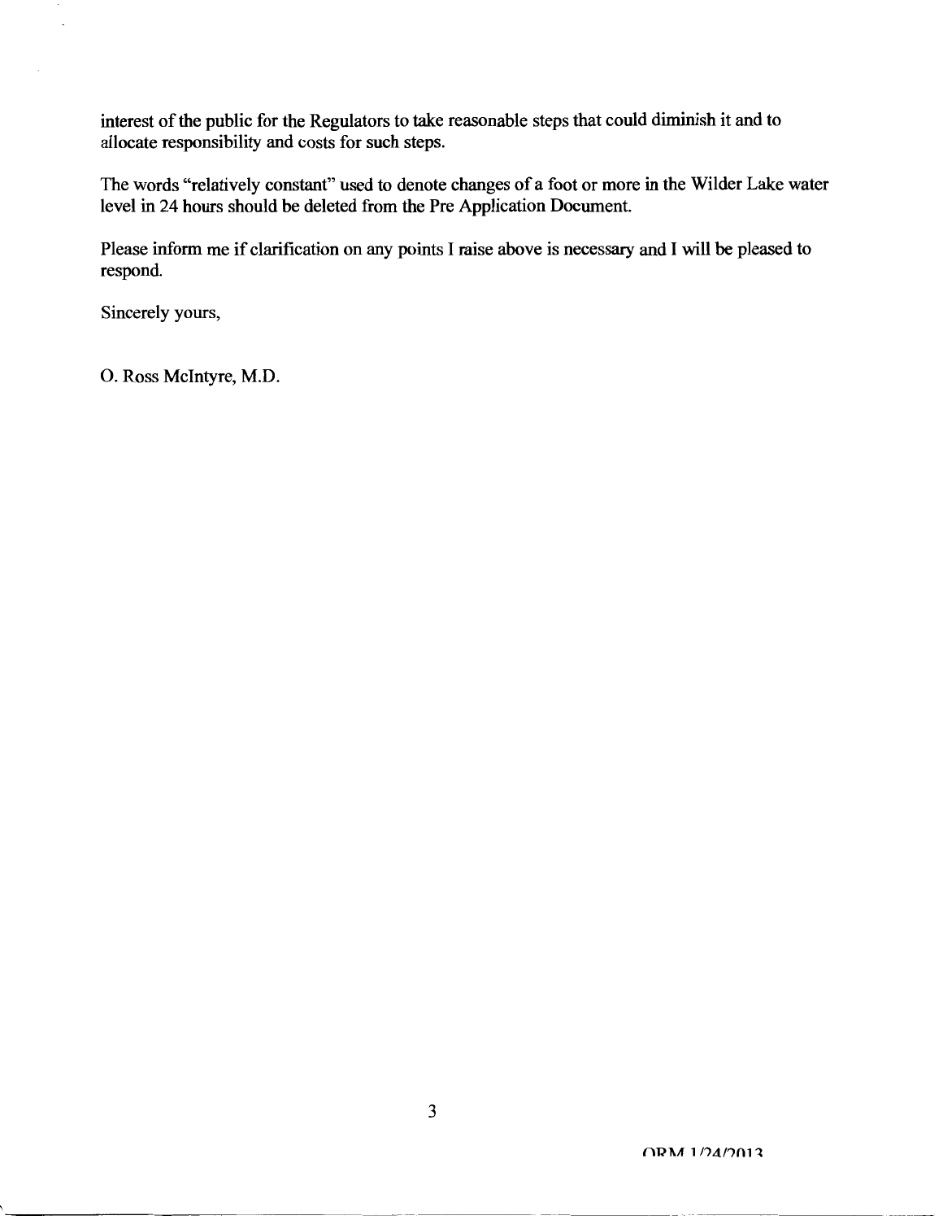interest of the public for the Regulators to take reasonable steps that could diminish it and to allocate responsibility and costs for such steps.

The words "relatively constant" used to denote changes of a foot or more in the Wilder Lake water level in 24 hours should be deleted from the Pre Application Document.

Please inform me if clarification on any points I raise above is necessary and I will be pleased to respond.

Sincerely yours,

O. Ross McIntyre, M.D.

ORM 1/24/2013